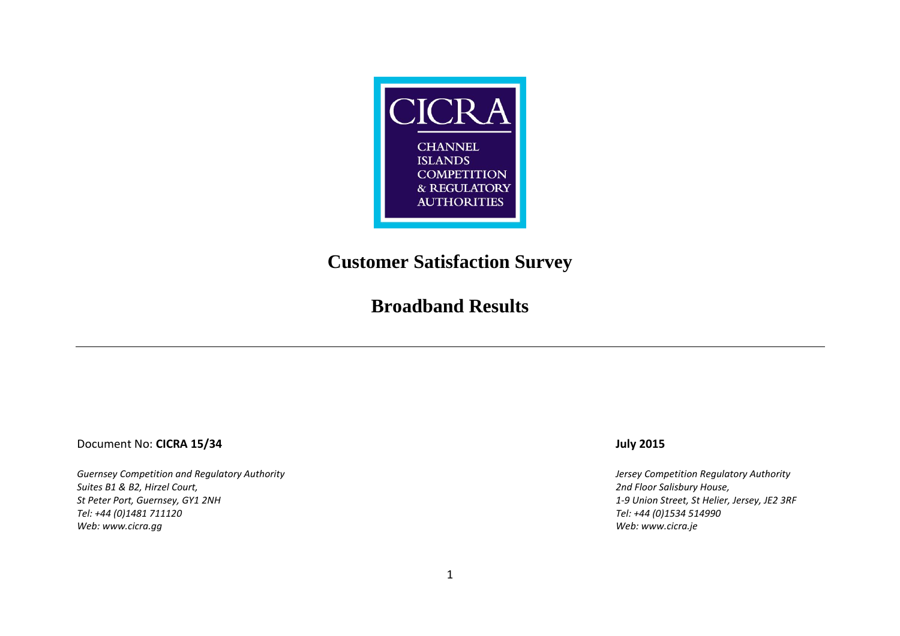CICRA

CHANNEL ISLANDS COMPETITION & REGULATORY AUTHORITIES

# Customer Satisfaction Survey

# Broadband Results

---

Document No: **CICRA 15/34**

**July 2015**

*Guernsey Competition and Regulatory Authority*
*Suites B1 & B2, Hirzel Court,*
*St Peter Port, Guernsey, GY1 2NH*
*Tel: +44 (0)1481 711120*
*Web: www.cicra.gg*

*Jersey Competition Regulatory Authority*
*2nd Floor Salisbury House,*
*1-9 Union Street, St Helier, Jersey, JE2 3RF*
*Tel: +44 (0)1534 514990*
*Web: www.cicra.je*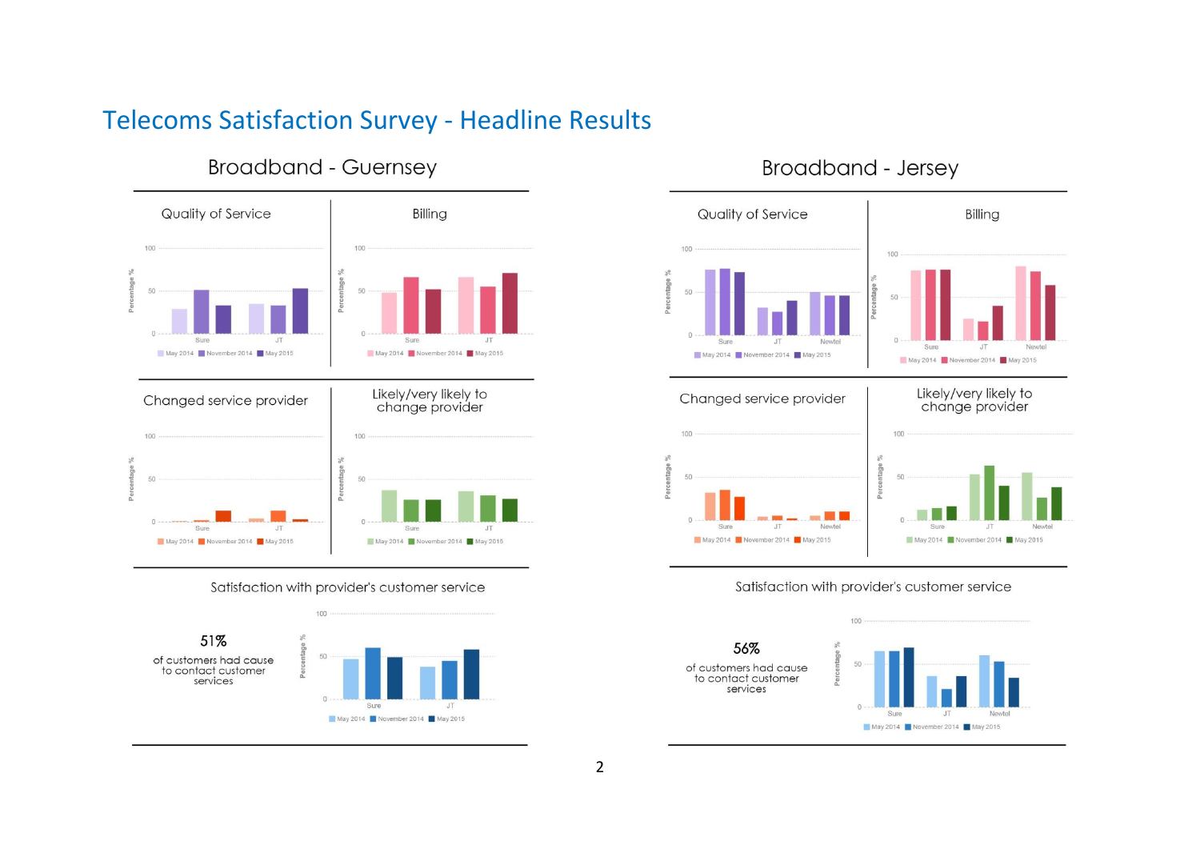# Telecoms Satisfaction Survey - Headline Results

## Broadband - Guernsey

### Quality of Service

### Billing

### Changed service provider

### Likely/very likely to change provider

### Satisfaction with provider's customer service

**51%**

of customers had cause to contact customer services

## Broadband - Jersey

### Quality of Service

### Billing

### Changed service provider

### Likely/very likely to change provider

### Satisfaction with provider's customer service

**56%**

of customers had cause to contact customer services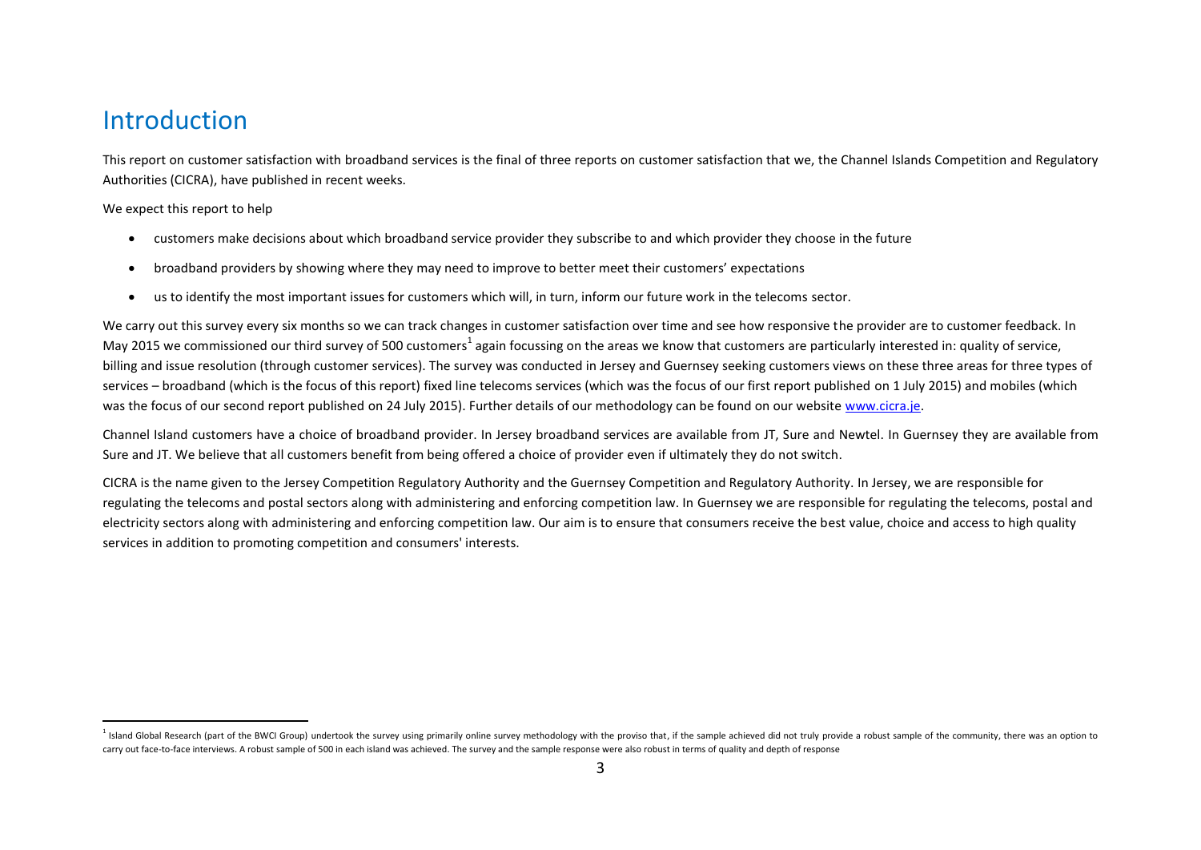# Introduction

This report on customer satisfaction with broadband services is the final of three reports on customer satisfaction that we, the Channel Islands Competition and Regulatory Authorities (CICRA), have published in recent weeks.

We expect this report to help

- customers make decisions about which broadband service provider they subscribe to and which provider they choose in the future
- broadband providers by showing where they may need to improve to better meet their customers' expectations
- us to identify the most important issues for customers which will, in turn, inform our future work in the telecoms sector.

We carry out this survey every six months so we can track changes in customer satisfaction over time and see how responsive the provider are to customer feedback. In May 2015 we commissioned our third survey of 500 customers[1] again focussing on the areas we know that customers are particularly interested in: quality of service, billing and issue resolution (through customer services). The survey was conducted in Jersey and Guernsey seeking customers views on these three areas for three types of services – broadband (which is the focus of this report) fixed line telecoms services (which was the focus of our first report published on 1 July 2015) and mobiles (which was the focus of our second report published on 24 July 2015). Further details of our methodology can be found on our website www.cicra.je.

Channel Island customers have a choice of broadband provider. In Jersey broadband services are available from JT, Sure and Newtel. In Guernsey they are available from Sure and JT. We believe that all customers benefit from being offered a choice of provider even if ultimately they do not switch.

CICRA is the name given to the Jersey Competition Regulatory Authority and the Guernsey Competition and Regulatory Authority. In Jersey, we are responsible for regulating the telecoms and postal sectors along with administering and enforcing competition law. In Guernsey we are responsible for regulating the telecoms, postal and electricity sectors along with administering and enforcing competition law. Our aim is to ensure that consumers receive the best value, choice and access to high quality services in addition to promoting competition and consumers' interests.

[1] Island Global Research (part of the BWCI Group) undertook the survey using primarily online survey methodology with the proviso that, if the sample achieved did not truly provide a robust sample of the community, there was an option to carry out face-to-face interviews. A robust sample of 500 in each island was achieved. The survey and the sample response were also robust in terms of quality and depth of response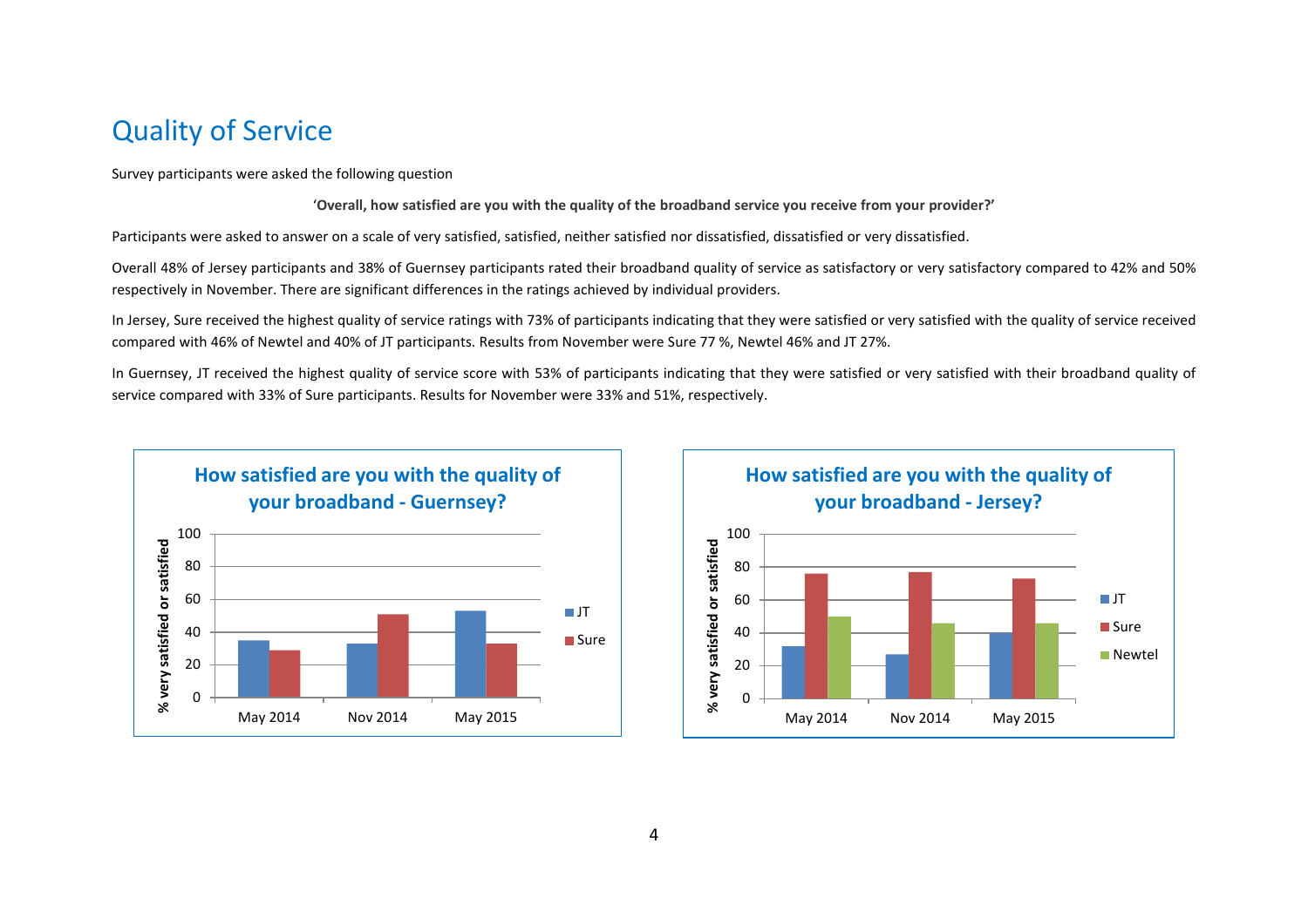# Quality of Service

Survey participants were asked the following question

**'Overall, how satisfied are you with the quality of the broadband service you receive from your provider?'**

Participants were asked to answer on a scale of very satisfied, satisfied, neither satisfied nor dissatisfied, dissatisfied or very dissatisfied.

Overall 48% of Jersey participants and 38% of Guernsey participants rated their broadband quality of service as satisfactory or very satisfactory compared to 42% and 50% respectively in November. There are significant differences in the ratings achieved by individual providers.

In Jersey, Sure received the highest quality of service ratings with 73% of participants indicating that they were satisfied or very satisfied with the quality of service received compared with 46% of Newtel and 40% of JT participants. Results from November were Sure 77 %, Newtel 46% and JT 27%.

In Guernsey, JT received the highest quality of service score with 53% of participants indicating that they were satisfied or very satisfied with their broadband quality of service compared with 33% of Sure participants. Results for November were 33% and 51%, respectively.

**How satisfied are you with the quality of your broadband - Guernsey?**

**How satisfied are you with the quality of your broadband - Jersey?**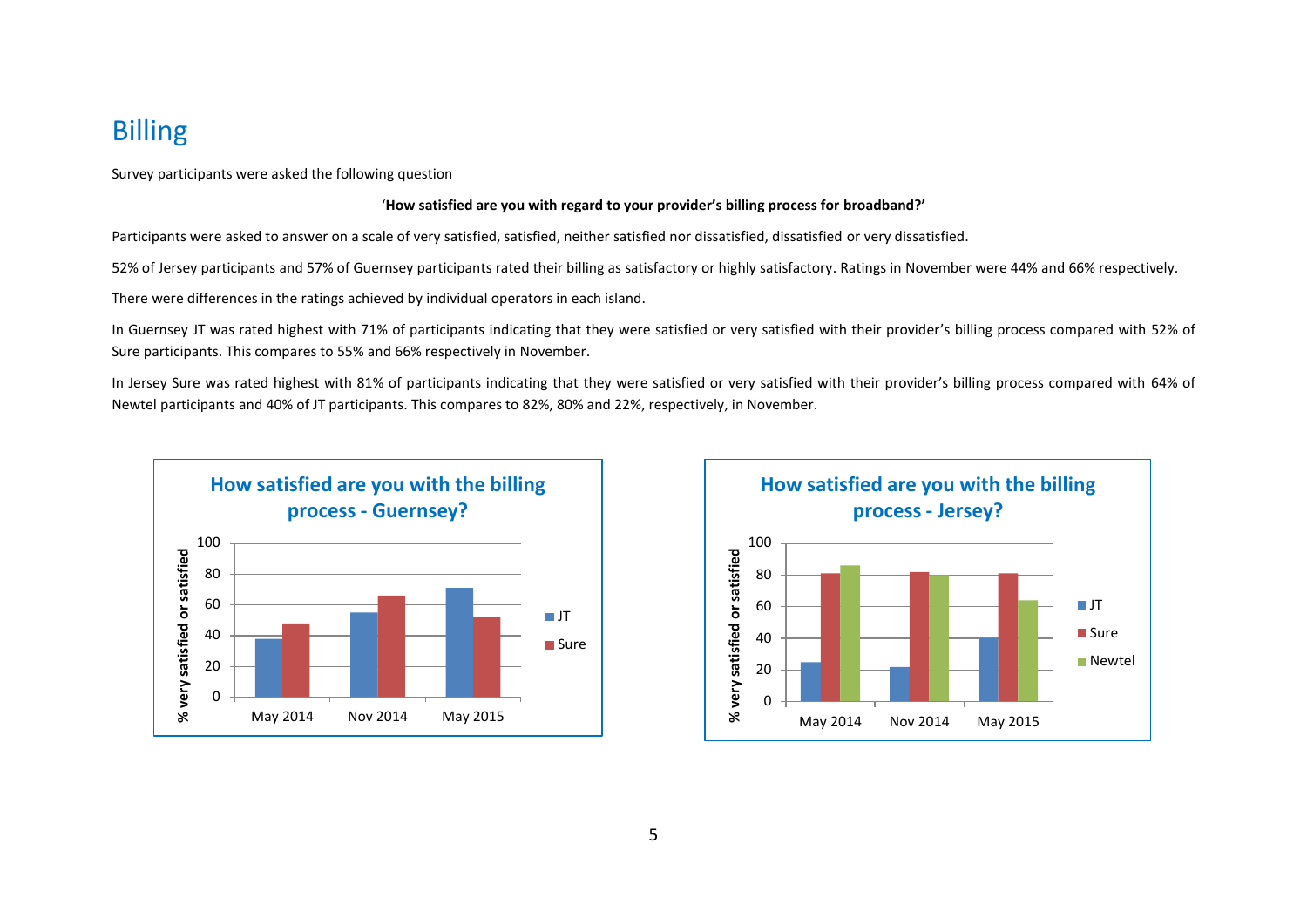## Billing

Survey participants were asked the following question

**'How satisfied are you with regard to your provider's billing process for broadband?'**

Participants were asked to answer on a scale of very satisfied, satisfied, neither satisfied nor dissatisfied, dissatisfied or very dissatisfied.

52% of Jersey participants and 57% of Guernsey participants rated their billing as satisfactory or highly satisfactory. Ratings in November were 44% and 66% respectively.

There were differences in the ratings achieved by individual operators in each island.

In Guernsey JT was rated highest with 71% of participants indicating that they were satisfied or very satisfied with their provider's billing process compared with 52% of Sure participants. This compares to 55% and 66% respectively in November.

In Jersey Sure was rated highest with 81% of participants indicating that they were satisfied or very satisfied with their provider's billing process compared with 64% of Newtel participants and 40% of JT participants. This compares to 82%, 80% and 22%, respectively, in November.

**How satisfied are you with the billing process - Guernsey?**

| % very satisfied or satisfied | May 2014 | Nov 2014 | May 2015 |
|---|---|---|---|
| JT | 38 | 55 | 71 |
| Sure | 48 | 66 | 52 |

**How satisfied are you with the billing process - Jersey?**

| % very satisfied or satisfied | May 2014 | Nov 2014 | May 2015 |
|---|---|---|---|
| JT | 25 | 22 | 40 |
| Sure | 81 | 82 | 81 |
| Newtel | 86 | 80 | 64 |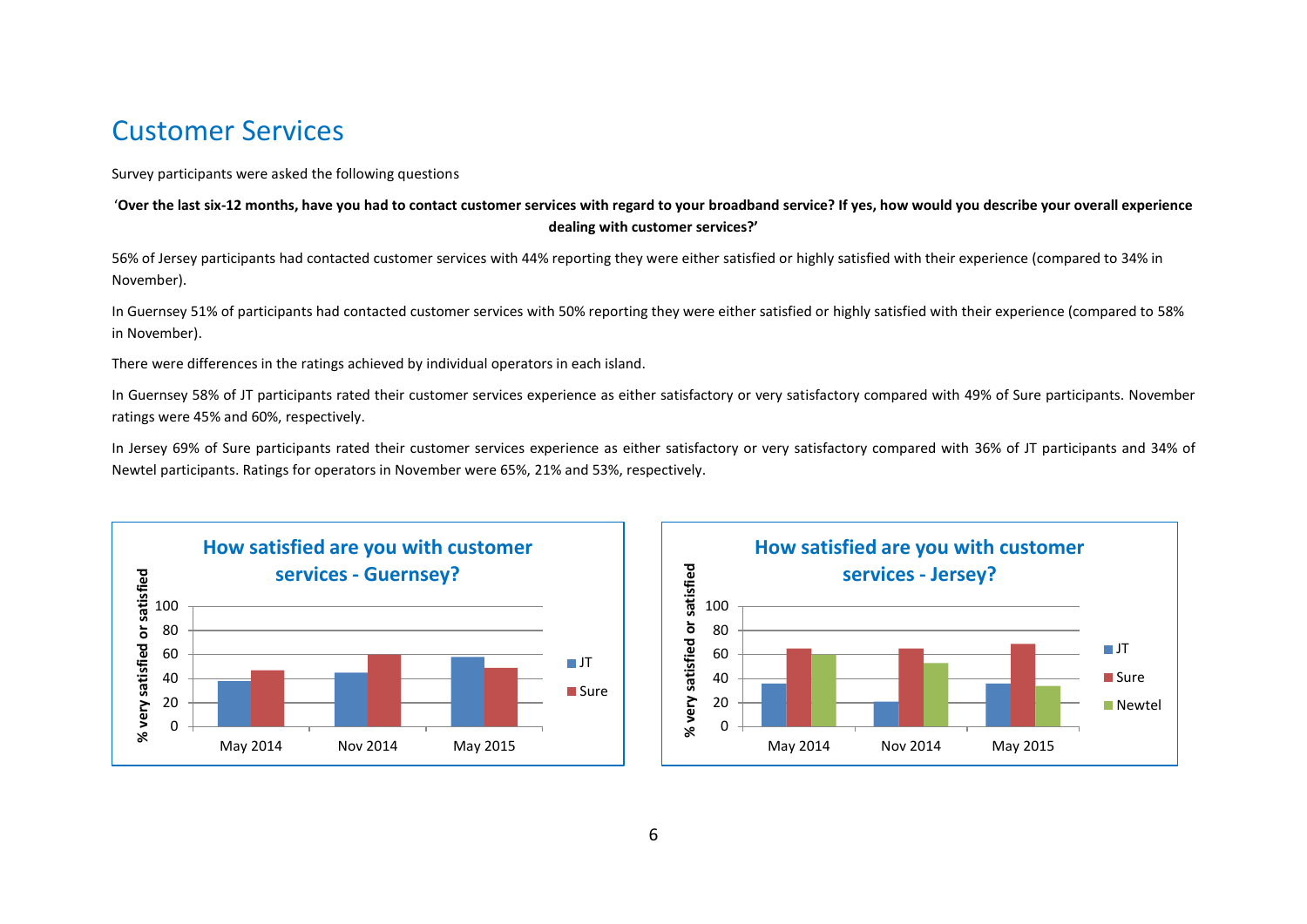## Customer Services

Survey participants were asked the following questions

'**Over the last six-12 months, have you had to contact customer services with regard to your broadband service? If yes, how would you describe your overall experience dealing with customer services?'**

56% of Jersey participants had contacted customer services with 44% reporting they were either satisfied or highly satisfied with their experience (compared to 34% in November).

In Guernsey 51% of participants had contacted customer services with 50% reporting they were either satisfied or highly satisfied with their experience (compared to 58% in November).

There were differences in the ratings achieved by individual operators in each island.

In Guernsey 58% of JT participants rated their customer services experience as either satisfactory or very satisfactory compared with 49% of Sure participants. November ratings were 45% and 60%, respectively.

In Jersey 69% of Sure participants rated their customer services experience as either satisfactory or very satisfactory compared with 36% of JT participants and 34% of Newtel participants. Ratings for operators in November were 65%, 21% and 53%, respectively.

**How satisfied are you with customer services - Guernsey?**

**How satisfied are you with customer services - Jersey?**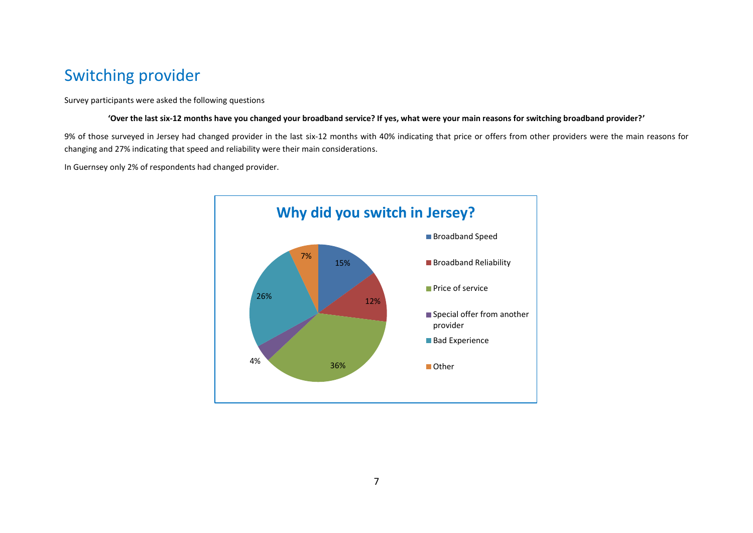## Switching provider

Survey participants were asked the following questions

**'Over the last six-12 months have you changed your broadband service? If yes, what were your main reasons for switching broadband provider?'**

9% of those surveyed in Jersey had changed provider in the last six-12 months with 40% indicating that price or offers from other providers were the main reasons for changing and 27% indicating that speed and reliability were their main considerations.

In Guernsey only 2% of respondents had changed provider.

**Why did you switch in Jersey?**

| Reason | Percentage |
|---|---|
| Broadband Speed | 15% |
| Broadband Reliability | 12% |
| Price of service | 36% |
| Special offer from another provider | 4% |
| Bad Experience | 26% |
| Other | 7% |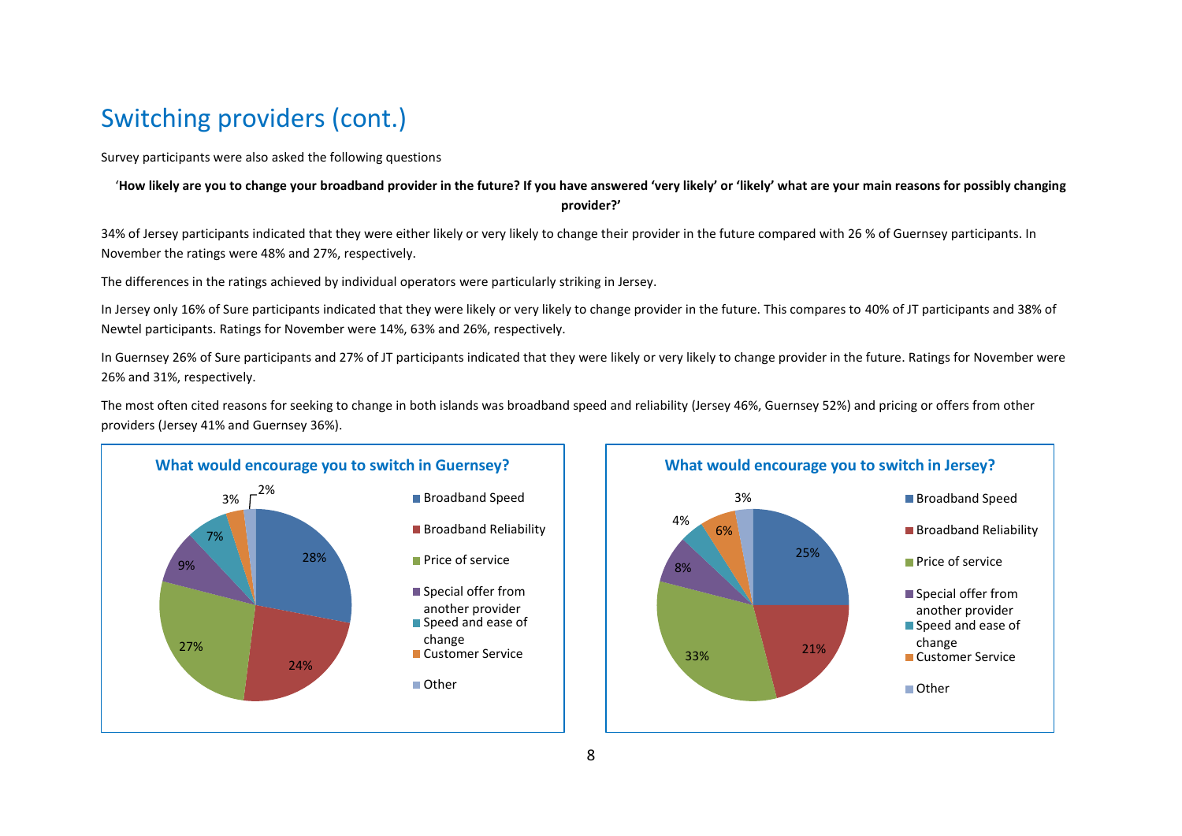## Switching providers (cont.)

Survey participants were also asked the following questions

'**How likely are you to change your broadband provider in the future? If you have answered 'very likely' or 'likely' what are your main reasons for possibly changing provider?'**

34% of Jersey participants indicated that they were either likely or very likely to change their provider in the future compared with 26 % of Guernsey participants. In November the ratings were 48% and 27%, respectively.

The differences in the ratings achieved by individual operators were particularly striking in Jersey.

In Jersey only 16% of Sure participants indicated that they were likely or very likely to change provider in the future. This compares to 40% of JT participants and 38% of Newtel participants. Ratings for November were 14%, 63% and 26%, respectively.

In Guernsey 26% of Sure participants and 27% of JT participants indicated that they were likely or very likely to change provider in the future. Ratings for November were 26% and 31%, respectively.

The most often cited reasons for seeking to change in both islands was broadband speed and reliability (Jersey 46%, Guernsey 52%) and pricing or offers from other providers (Jersey 41% and Guernsey 36%).

**What would encourage you to switch in Guernsey?**

| Reason | % |
|---|---|
| Broadband Speed | 28% |
| Broadband Reliability | 24% |
| Price of service | 27% |
| Special offer from another provider | 9% |
| Speed and ease of change | 7% |
| Customer Service | 3% |
| Other | 2% |

**What would encourage you to switch in Jersey?**

| Reason | % |
|---|---|
| Broadband Speed | 25% |
| Broadband Reliability | 21% |
| Price of service | 33% |
| Special offer from another provider | 8% |
| Speed and ease of change | 4% |
| Customer Service | 6% |
| Other | 3% |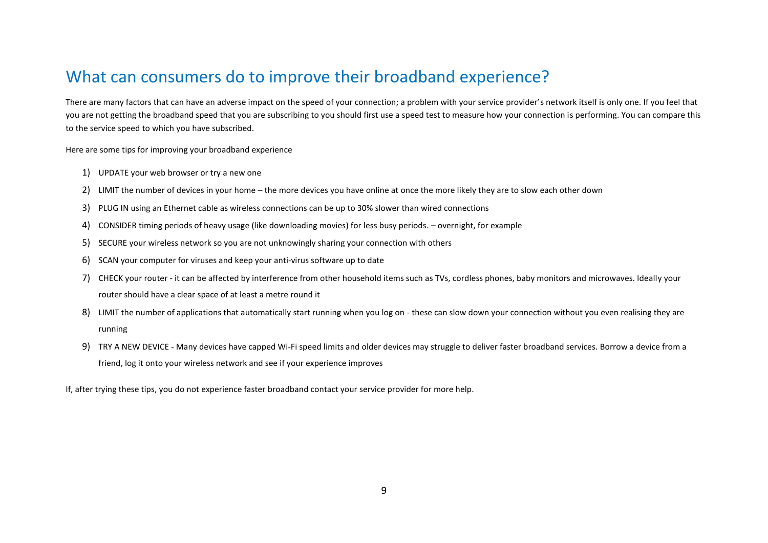# What can consumers do to improve their broadband experience?

There are many factors that can have an adverse impact on the speed of your connection; a problem with your service provider's network itself is only one. If you feel that you are not getting the broadband speed that you are subscribing to you should first use a speed test to measure how your connection is performing. You can compare this to the service speed to which you have subscribed.

Here are some tips for improving your broadband experience

1) UPDATE your web browser or try a new one
2) LIMIT the number of devices in your home – the more devices you have online at once the more likely they are to slow each other down
3) PLUG IN using an Ethernet cable as wireless connections can be up to 30% slower than wired connections
4) CONSIDER timing periods of heavy usage (like downloading movies) for less busy periods. – overnight, for example
5) SECURE your wireless network so you are not unknowingly sharing your connection with others
6) SCAN your computer for viruses and keep your anti-virus software up to date
7) CHECK your router - it can be affected by interference from other household items such as TVs, cordless phones, baby monitors and microwaves. Ideally your router should have a clear space of at least a metre round it
8) LIMIT the number of applications that automatically start running when you log on - these can slow down your connection without you even realising they are running
9) TRY A NEW DEVICE - Many devices have capped Wi-Fi speed limits and older devices may struggle to deliver faster broadband services. Borrow a device from a friend, log it onto your wireless network and see if your experience improves

If, after trying these tips, you do not experience faster broadband contact your service provider for more help.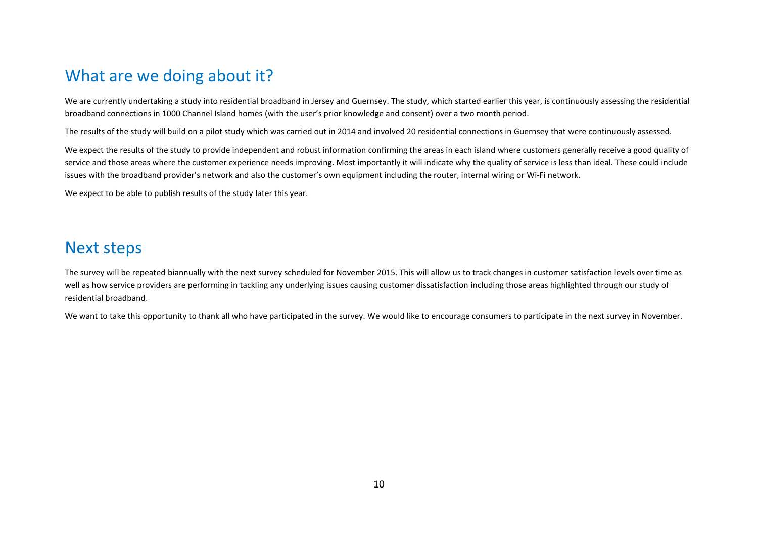## What are we doing about it?

We are currently undertaking a study into residential broadband in Jersey and Guernsey. The study, which started earlier this year, is continuously assessing the residential broadband connections in 1000 Channel Island homes (with the user's prior knowledge and consent) over a two month period.

The results of the study will build on a pilot study which was carried out in 2014 and involved 20 residential connections in Guernsey that were continuously assessed.

We expect the results of the study to provide independent and robust information confirming the areas in each island where customers generally receive a good quality of service and those areas where the customer experience needs improving. Most importantly it will indicate why the quality of service is less than ideal. These could include issues with the broadband provider's network and also the customer's own equipment including the router, internal wiring or Wi-Fi network.

We expect to be able to publish results of the study later this year.

## Next steps

The survey will be repeated biannually with the next survey scheduled for November 2015. This will allow us to track changes in customer satisfaction levels over time as well as how service providers are performing in tackling any underlying issues causing customer dissatisfaction including those areas highlighted through our study of residential broadband.

We want to take this opportunity to thank all who have participated in the survey. We would like to encourage consumers to participate in the next survey in November.